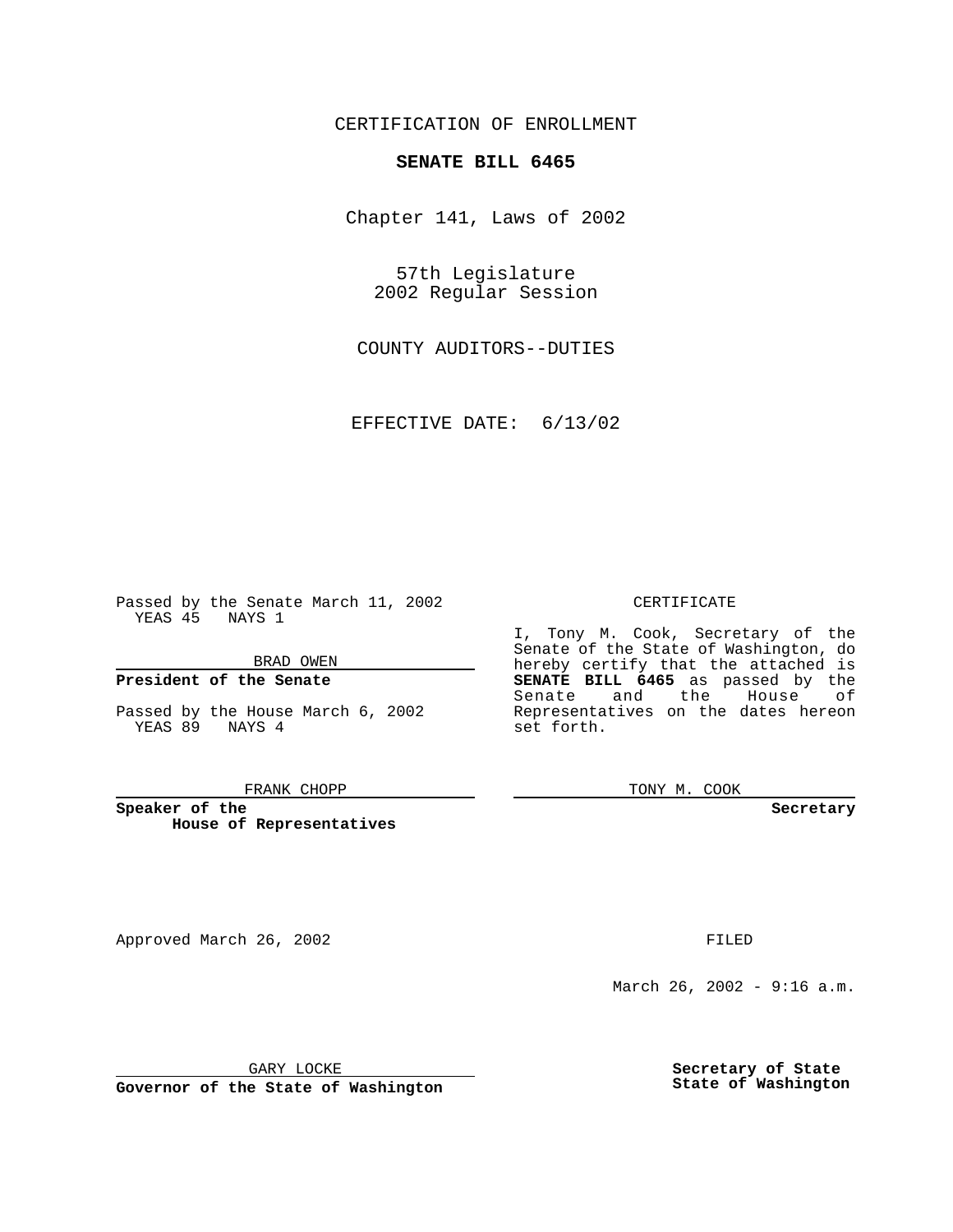CERTIFICATION OF ENROLLMENT

**SENATE BILL 6465**

Chapter 141, Laws of 2002

57th Legislature
2002 Regular Session

COUNTY AUDITORS--DUTIES

EFFECTIVE DATE: 6/13/02

Passed by the Senate March 11, 2002
YEAS 45 NAYS 1

BRAD OWEN

**President of the Senate**

Passed by the House March 6, 2002
YEAS 89 NAYS 4

FRANK CHOPP

**Speaker of the House of Representatives**

CERTIFICATE

I, Tony M. Cook, Secretary of the Senate of the State of Washington, do hereby certify that the attached is **SENATE BILL 6465** as passed by the Senate and the House of Representatives on the dates hereon set forth.

TONY M. COOK

**Secretary**

Approved March 26, 2002

GARY LOCKE

**Governor of the State of Washington**

FILED

March 26, 2002 - 9:16 a.m.

**Secretary of State State of Washington**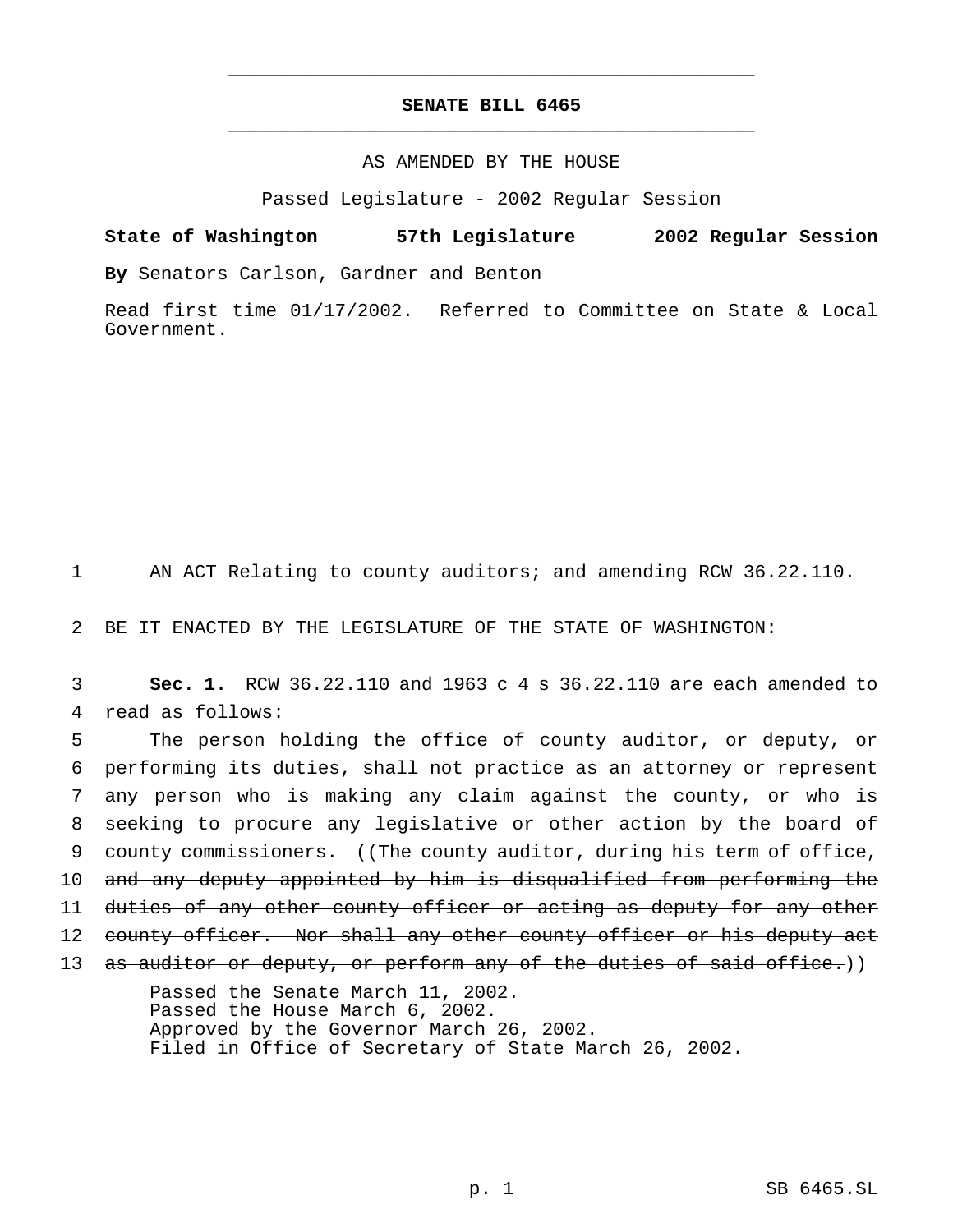# SENATE BILL 6465

AS AMENDED BY THE HOUSE

Passed Legislature - 2002 Regular Session

**State of Washington 57th Legislature 2002 Regular Session**

**By** Senators Carlson, Gardner and Benton

Read first time 01/17/2002. Referred to Committee on State & Local Government.

AN ACT Relating to county auditors; and amending RCW 36.22.110.

BE IT ENACTED BY THE LEGISLATURE OF THE STATE OF WASHINGTON:

**Sec. 1.** RCW 36.22.110 and 1963 c 4 s 36.22.110 are each amended to read as follows:

The person holding the office of county auditor, or deputy, or performing its duties, shall not practice as an attorney or represent any person who is making any claim against the county, or who is seeking to procure any legislative or other action by the board of county commissioners. ((~~The county auditor, during his term of office, and any deputy appointed by him is disqualified from performing the duties of any other county officer or acting as deputy for any other county officer. Nor shall any other county officer or his deputy act as auditor or deputy, or perform any of the duties of said office.~~))

Passed the Senate March 11, 2002.
Passed the House March 6, 2002.
Approved by the Governor March 26, 2002.
Filed in Office of Secretary of State March 26, 2002.